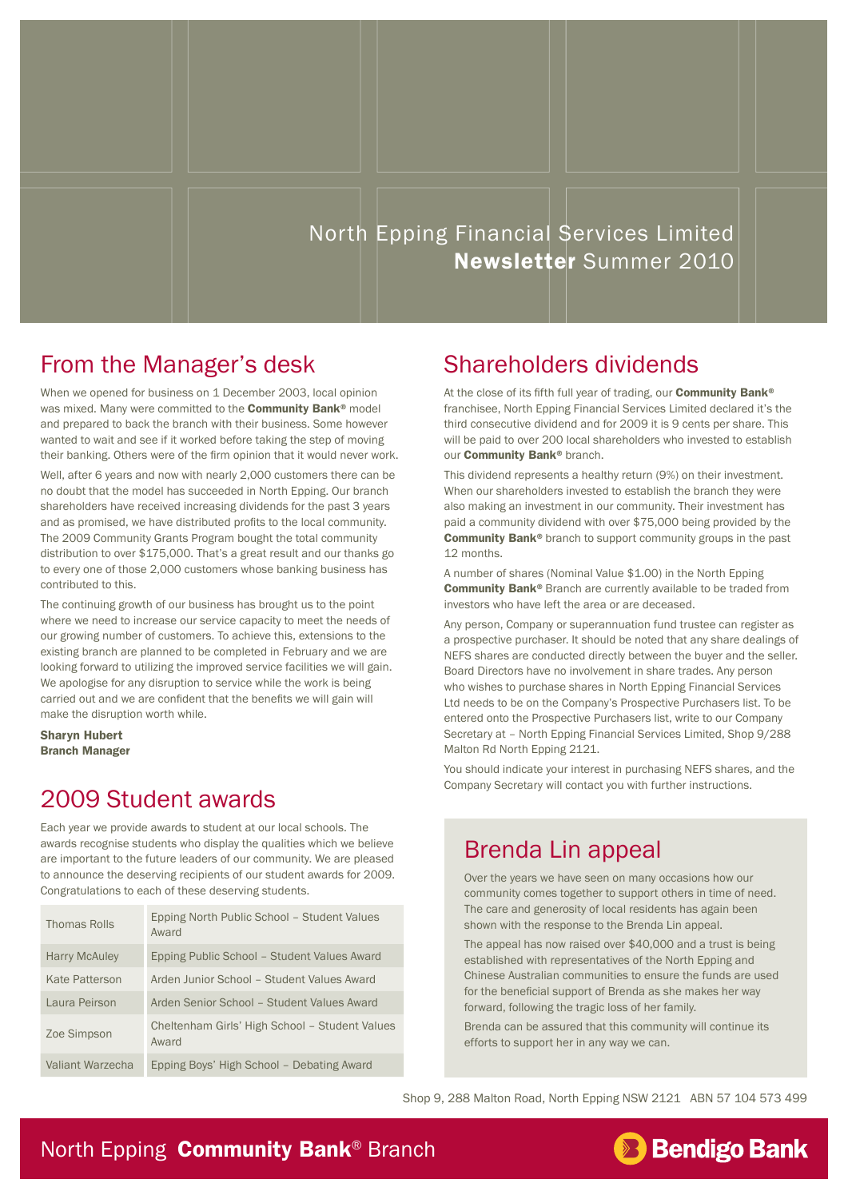# North Epping Financial Services Limited
**Newsletter** Summer 2010

## From the Manager's desk

When we opened for business on 1 December 2003, local opinion was mixed. Many were committed to the **Community Bank®** model and prepared to back the branch with their business. Some however wanted to wait and see if it worked before taking the step of moving their banking. Others were of the firm opinion that it would never work.

Well, after 6 years and now with nearly 2,000 customers there can be no doubt that the model has succeeded in North Epping. Our branch shareholders have received increasing dividends for the past 3 years and as promised, we have distributed profits to the local community. The 2009 Community Grants Program bought the total community distribution to over $175,000. That's a great result and our thanks go to every one of those 2,000 customers whose banking business has contributed to this.

The continuing growth of our business has brought us to the point where we need to increase our service capacity to meet the needs of our growing number of customers. To achieve this, extensions to the existing branch are planned to be completed in February and we are looking forward to utilizing the improved service facilities we will gain. We apologise for any disruption to service while the work is being carried out and we are confident that the benefits we will gain will make the disruption worth while.

**Sharyn Hubert**
**Branch Manager**

## 2009 Student awards

Each year we provide awards to student at our local schools. The awards recognise students who display the qualities which we believe are important to the future leaders of our community. We are pleased to announce the deserving recipients of our student awards for 2009. Congratulations to each of these deserving students.

| | |
|---|---|
| Thomas Rolls | Epping North Public School – Student Values Award |
| Harry McAuley | Epping Public School – Student Values Award |
| Kate Patterson | Arden Junior School – Student Values Award |
| Laura Peirson | Arden Senior School – Student Values Award |
| Zoe Simpson | Cheltenham Girls' High School – Student Values Award |
| Valiant Warzecha | Epping Boys' High School – Debating Award |

## Shareholders dividends

At the close of its fifth full year of trading, our **Community Bank®** franchisee, North Epping Financial Services Limited declared it's the third consecutive dividend and for 2009 it is 9 cents per share. This will be paid to over 200 local shareholders who invested to establish our **Community Bank®** branch.

This dividend represents a healthy return (9%) on their investment. When our shareholders invested to establish the branch they were also making an investment in our community. Their investment has paid a community dividend with over $75,000 being provided by the **Community Bank®** branch to support community groups in the past 12 months.

A number of shares (Nominal Value $1.00) in the North Epping **Community Bank®** Branch are currently available to be traded from investors who have left the area or are deceased.

Any person, Company or superannuation fund trustee can register as a prospective purchaser. It should be noted that any share dealings of NEFS shares are conducted directly between the buyer and the seller. Board Directors have no involvement in share trades. Any person who wishes to purchase shares in North Epping Financial Services Ltd needs to be on the Company's Prospective Purchasers list. To be entered onto the Prospective Purchasers list, write to our Company Secretary at – North Epping Financial Services Limited, Shop 9/288 Malton Rd North Epping 2121.

You should indicate your interest in purchasing NEFS shares, and the Company Secretary will contact you with further instructions.

## Brenda Lin appeal

Over the years we have seen on many occasions how our community comes together to support others in time of need. The care and generosity of local residents has again been shown with the response to the Brenda Lin appeal.

The appeal has now raised over $40,000 and a trust is being established with representatives of the North Epping and Chinese Australian communities to ensure the funds are used for the beneficial support of Brenda as she makes her way forward, following the tragic loss of her family.

Brenda can be assured that this community will continue its efforts to support her in any way we can.

Shop 9, 288 Malton Road, North Epping NSW 2121 ABN 57 104 573 499

North Epping **Community Bank®** Branch — Bendigo Bank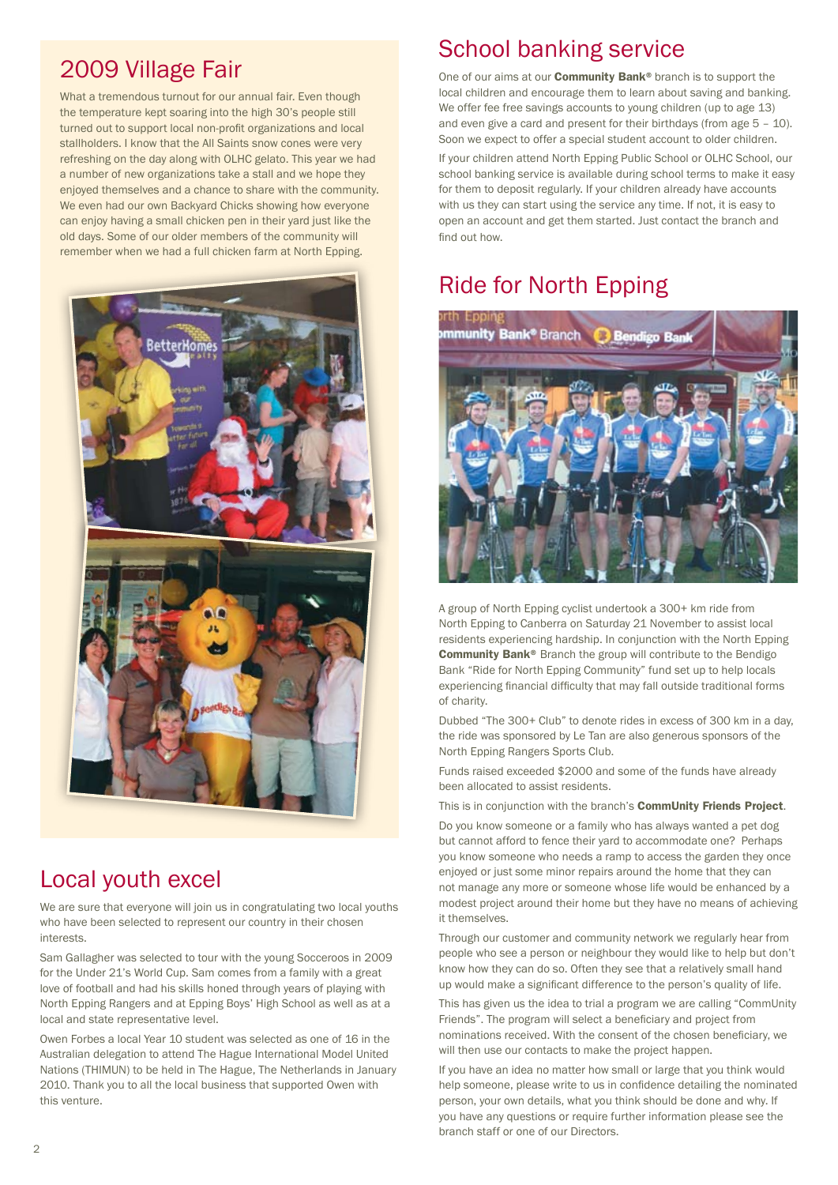## 2009 Village Fair

What a tremendous turnout for our annual fair. Even though the temperature kept soaring into the high 30's people still turned out to support local non-profit organizations and local stallholders. I know that the All Saints snow cones were very refreshing on the day along with OLHC gelato. This year we had a number of new organizations take a stall and we hope they enjoyed themselves and a chance to share with the community. We even had our own Backyard Chicks showing how everyone can enjoy having a small chicken pen in their yard just like the old days. Some of our older members of the community will remember when we had a full chicken farm at North Epping.

## Local youth excel

We are sure that everyone will join us in congratulating two local youths who have been selected to represent our country in their chosen interests.

Sam Gallagher was selected to tour with the young Socceroos in 2009 for the Under 21's World Cup. Sam comes from a family with a great love of football and had his skills honed through years of playing with North Epping Rangers and at Epping Boys' High School as well as at a local and state representative level.

Owen Forbes a local Year 10 student was selected as one of 16 in the Australian delegation to attend The Hague International Model United Nations (THIMUN) to be held in The Hague, The Netherlands in January 2010. Thank you to all the local business that supported Owen with this venture.

## School banking service

One of our aims at our **Community Bank®** branch is to support the local children and encourage them to learn about saving and banking. We offer fee free savings accounts to young children (up to age 13) and even give a card and present for their birthdays (from age 5 – 10). Soon we expect to offer a special student account to older children.

If your children attend North Epping Public School or OLHC School, our school banking service is available during school terms to make it easy for them to deposit regularly. If your children already have accounts with us they can start using the service any time. If not, it is easy to open an account and get them started. Just contact the branch and find out how.

## Ride for North Epping

A group of North Epping cyclist undertook a 300+ km ride from North Epping to Canberra on Saturday 21 November to assist local residents experiencing hardship. In conjunction with the North Epping **Community Bank®** Branch the group will contribute to the Bendigo Bank "Ride for North Epping Community" fund set up to help locals experiencing financial difficulty that may fall outside traditional forms of charity.

Dubbed "The 300+ Club" to denote rides in excess of 300 km in a day, the ride was sponsored by Le Tan are also generous sponsors of the North Epping Rangers Sports Club.

Funds raised exceeded $2000 and some of the funds have already been allocated to assist residents.

This is in conjunction with the branch's **CommUnity Friends Project**.

Do you know someone or a family who has always wanted a pet dog but cannot afford to fence their yard to accommodate one? Perhaps you know someone who needs a ramp to access the garden they once enjoyed or just some minor repairs around the home that they can not manage any more or someone whose life would be enhanced by a modest project around their home but they have no means of achieving it themselves.

Through our customer and community network we regularly hear from people who see a person or neighbour they would like to help but don't know how they can do so. Often they see that a relatively small hand up would make a significant difference to the person's quality of life.

This has given us the idea to trial a program we are calling "CommUnity Friends". The program will select a beneficiary and project from nominations received. With the consent of the chosen beneficiary, we will then use our contacts to make the project happen.

If you have an idea no matter how small or large that you think would help someone, please write to us in confidence detailing the nominated person, your own details, what you think should be done and why. If you have any questions or require further information please see the branch staff or one of our Directors.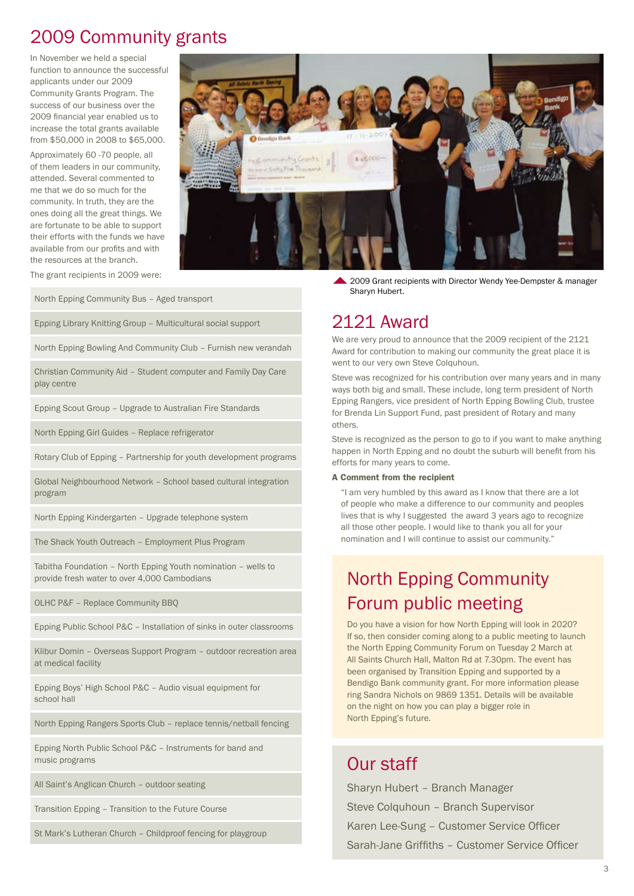# 2009 Community grants

In November we held a special function to announce the successful applicants under our 2009 Community Grants Program. The success of our business over the 2009 financial year enabled us to increase the total grants available from $50,000 in 2008 to $65,000.

Approximately 60 -70 people, all of them leaders in our community, attended. Several commented to me that we do so much for the community. In truth, they are the ones doing all the great things. We are fortunate to be able to support their efforts with the funds we have available from our profits and with the resources at the branch.

The grant recipients in 2009 were:

- North Epping Community Bus – Aged transport
- Epping Library Knitting Group – Multicultural social support
- North Epping Bowling And Community Club – Furnish new verandah
- Christian Community Aid – Student computer and Family Day Care play centre
- Epping Scout Group – Upgrade to Australian Fire Standards
- North Epping Girl Guides – Replace refrigerator
- Rotary Club of Epping – Partnership for youth development programs
- Global Neighbourhood Network – School based cultural integration program
- North Epping Kindergarten – Upgrade telephone system
- The Shack Youth Outreach – Employment Plus Program
- Tabitha Foundation – North Epping Youth nomination – wells to provide fresh water to over 4,000 Cambodians
- OLHC P&F – Replace Community BBQ
- Epping Public School P&C – Installation of sinks in outer classrooms
- Klibur Domin – Overseas Support Program – outdoor recreation area at medical facility
- Epping Boys' High School P&C – Audio visual equipment for school hall
- North Epping Rangers Sports Club – replace tennis/netball fencing
- Epping North Public School P&C – Instruments for band and music programs
- All Saint's Anglican Church – outdoor seating
- Transition Epping – Transition to the Future Course
- St Mark's Lutheran Church – Childproof fencing for playgroup

2009 Grant recipients with Director Wendy Yee-Dempster & manager Sharyn Hubert.

# 2121 Award

We are very proud to announce that the 2009 recipient of the 2121 Award for contribution to making our community the great place it is went to our very own Steve Colquhoun.

Steve was recognized for his contribution over many years and in many ways both big and small. These include, long term president of North Epping Rangers, vice president of North Epping Bowling Club, trustee for Brenda Lin Support Fund, past president of Rotary and many others.

Steve is recognized as the person to go to if you want to make anything happen in North Epping and no doubt the suburb will benefit from his efforts for many years to come.

**A Comment from the recipient**

> "I am very humbled by this award as I know that there are a lot of people who make a difference to our community and peoples lives that is why I suggested the award 3 years ago to recognize all those other people. I would like to thank you all for your nomination and I will continue to assist our community."

# North Epping Community Forum public meeting

Do you have a vision for how North Epping will look in 2020? If so, then consider coming along to a public meeting to launch the North Epping Community Forum on Tuesday 2 March at All Saints Church Hall, Malton Rd at 7.30pm. The event has been organised by Transition Epping and supported by a Bendigo Bank community grant. For more information please ring Sandra Nichols on 9869 1351. Details will be available on the night on how you can play a bigger role in North Epping's future.

# Our staff

Sharyn Hubert – Branch Manager

Steve Colquhoun – Branch Supervisor

Karen Lee-Sung – Customer Service Officer

Sarah-Jane Griffiths – Customer Service Officer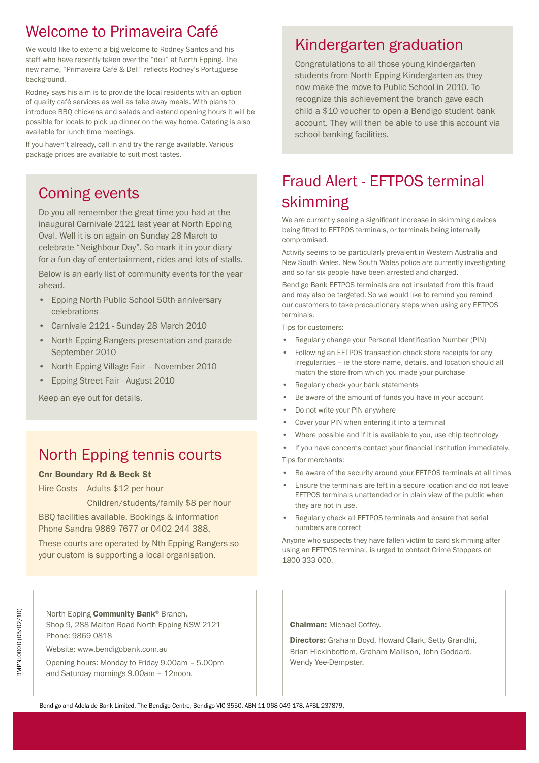## Welcome to Primaveira Café

We would like to extend a big welcome to Rodney Santos and his staff who have recently taken over the "deli" at North Epping. The new name, "Primaveira Café & Deli" reflects Rodney's Portuguese background.

Rodney says his aim is to provide the local residents with an option of quality café services as well as take away meals. With plans to introduce BBQ chickens and salads and extend opening hours it will be possible for locals to pick up dinner on the way home. Catering is also available for lunch time meetings.

If you haven't already, call in and try the range available. Various package prices are available to suit most tastes.

## Coming events

Do you all remember the great time you had at the inaugural Carnivale 2121 last year at North Epping Oval. Well it is on again on Sunday 28 March to celebrate "Neighbour Day". So mark it in your diary for a fun day of entertainment, rides and lots of stalls.

Below is an early list of community events for the year ahead.

- Epping North Public School 50th anniversary celebrations
- Carnivale 2121 - Sunday 28 March 2010
- North Epping Rangers presentation and parade - September 2010
- North Epping Village Fair – November 2010
- Epping Street Fair - August 2010

Keep an eye out for details.

## North Epping tennis courts

**Cnr Boundary Rd & Beck St**

Hire Costs Adults $12 per hour

Children/students/family $8 per hour

BBQ facilities available. Bookings & information Phone Sandra 9869 7677 or 0402 244 388.

These courts are operated by Nth Epping Rangers so your custom is supporting a local organisation.

## Kindergarten graduation

Congratulations to all those young kindergarten students from North Epping Kindergarten as they now make the move to Public School in 2010. To recognize this achievement the branch gave each child a $10 voucher to open a Bendigo student bank account. They will then be able to use this account via school banking facilities.

## Fraud Alert - EFTPOS terminal skimming

We are currently seeing a significant increase in skimming devices being fitted to EFTPOS terminals, or terminals being internally compromised.

Activity seems to be particularly prevalent in Western Australia and New South Wales. New South Wales police are currently investigating and so far six people have been arrested and charged.

Bendigo Bank EFTPOS terminals are not insulated from this fraud and may also be targeted. So we would like to remind you remind our customers to take precautionary steps when using any EFTPOS terminals.

Tips for customers:

- Regularly change your Personal Identification Number (PIN)
- Following an EFTPOS transaction check store receipts for any irregularities – ie the store name, details, and location should all match the store from which you made your purchase
- Regularly check your bank statements
- Be aware of the amount of funds you have in your account
- Do not write your PIN anywhere
- Cover your PIN when entering it into a terminal
- Where possible and if it is available to you, use chip technology
- If you have concerns contact your financial institution immediately.

Tips for merchants:

- Be aware of the security around your EFTPOS terminals at all times
- Ensure the terminals are left in a secure location and do not leave EFTPOS terminals unattended or in plain view of the public when they are not in use.
- Regularly check all EFTPOS terminals and ensure that serial numbers are correct

Anyone who suspects they have fallen victim to card skimming after using an EFTPOS terminal, is urged to contact Crime Stoppers on 1800 333 000.

BMPNL0000 (05/02/10)

North Epping **Community Bank**® Branch,
Shop 9, 288 Malton Road North Epping NSW 2121
Phone: 9869 0818

Website: www.bendigobank.com.au

Opening hours: Monday to Friday 9.00am – 5.00pm and Saturday mornings 9.00am – 12noon.

**Chairman:** Michael Coffey.

**Directors:** Graham Boyd, Howard Clark, Setty Grandhi, Brian Hickinbottom, Graham Mallison, John Goddard, Wendy Yee-Dempster.

Bendigo and Adelaide Bank Limited, The Bendigo Centre, Bendigo VIC 3550. ABN 11 068 049 178. AFSL 237879.